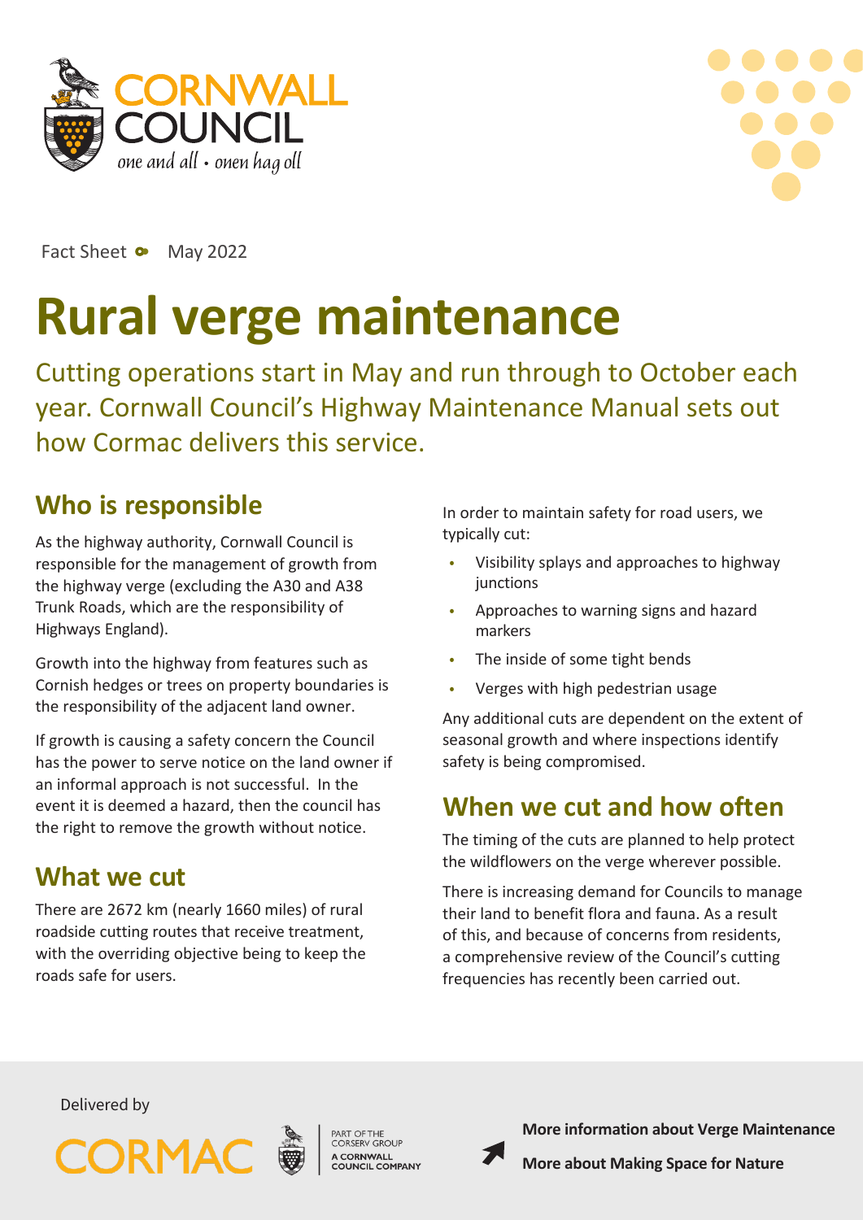Fact Sheet • May 2022

# Rural verge maintenance

Cutting operations start in May and run through to October each year. Cornwall Council's Highway Maintenance Manual sets out how Cormac delivers this service.

## Who is responsible

As the highway authority, Cornwall Council is responsible for the management of growth from the highway verge (excluding the A30 and A38 Trunk Roads, which are the responsibility of Highways England).

Growth into the highway from features such as Cornish hedges or trees on property boundaries is the responsibility of the adjacent land owner.

If growth is causing a safety concern the Council has the power to serve notice on the land owner if an informal approach is not successful. In the event it is deemed a hazard, then the council has the right to remove the growth without notice.

## What we cut

There are 2672 km (nearly 1660 miles) of rural roadside cutting routes that receive treatment, with the overriding objective being to keep the roads safe for users.

In order to maintain safety for road users, we typically cut:

- Visibility splays and approaches to highway junctions
- Approaches to warning signs and hazard markers
- The inside of some tight bends
- Verges with high pedestrian usage

Any additional cuts are dependent on the extent of seasonal growth and where inspections identify safety is being compromised.

## When we cut and how often

The timing of the cuts are planned to help protect the wildflowers on the verge wherever possible.

There is increasing demand for Councils to manage their land to benefit flora and fauna. As a result of this, and because of concerns from residents, a comprehensive review of the Council's cutting frequencies has recently been carried out.

Delivered by CORMAC — Part of the Corserv Group, A Cornwall Council Company

**More information about Verge Maintenance**

**More about Making Space for Nature**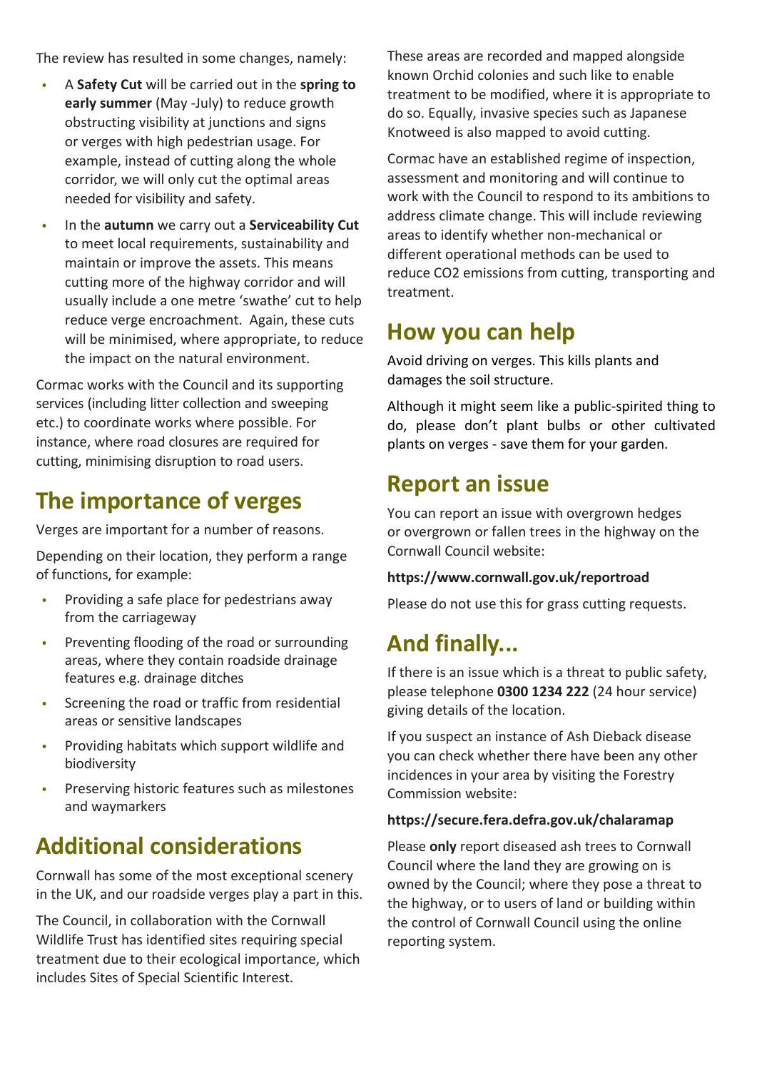The review has resulted in some changes, namely:

- A **Safety Cut** will be carried out in the **spring to early summer** (May -July) to reduce growth obstructing visibility at junctions and signs or verges with high pedestrian usage. For example, instead of cutting along the whole corridor, we will only cut the optimal areas needed for visibility and safety.
- In the **autumn** we carry out a **Serviceability Cut** to meet local requirements, sustainability and maintain or improve the assets. This means cutting more of the highway corridor and will usually include a one metre 'swathe' cut to help reduce verge encroachment. Again, these cuts will be minimised, where appropriate, to reduce the impact on the natural environment.

Cormac works with the Council and its supporting services (including litter collection and sweeping etc.) to coordinate works where possible. For instance, where road closures are required for cutting, minimising disruption to road users.

## The importance of verges

Verges are important for a number of reasons.

Depending on their location, they perform a range of functions, for example:

- Providing a safe place for pedestrians away from the carriageway
- Preventing flooding of the road or surrounding areas, where they contain roadside drainage features e.g. drainage ditches
- Screening the road or traffic from residential areas or sensitive landscapes
- Providing habitats which support wildlife and biodiversity
- Preserving historic features such as milestones and waymarkers

## Additional considerations

Cornwall has some of the most exceptional scenery in the UK, and our roadside verges play a part in this.

The Council, in collaboration with the Cornwall Wildlife Trust has identified sites requiring special treatment due to their ecological importance, which includes Sites of Special Scientific Interest.

These areas are recorded and mapped alongside known Orchid colonies and such like to enable treatment to be modified, where it is appropriate to do so. Equally, invasive species such as Japanese Knotweed is also mapped to avoid cutting.

Cormac have an established regime of inspection, assessment and monitoring and will continue to work with the Council to respond to its ambitions to address climate change. This will include reviewing areas to identify whether non-mechanical or different operational methods can be used to reduce $CO_2$ emissions from cutting, transporting and treatment.

## How you can help

Avoid driving on verges. This kills plants and damages the soil structure.

Although it might seem like a public-spirited thing to do, please don't plant bulbs or other cultivated plants on verges - save them for your garden.

## Report an issue

You can report an issue with overgrown hedges or overgrown or fallen trees in the highway on the Cornwall Council website:

**https://www.cornwall.gov.uk/reportroad**

Please do not use this for grass cutting requests.

## And finally...

If there is an issue which is a threat to public safety, please telephone **0300 1234 222** (24 hour service) giving details of the location.

If you suspect an instance of Ash Dieback disease you can check whether there have been any other incidences in your area by visiting the Forestry Commission website:

**https://secure.fera.defra.gov.uk/chalaramap**

Please **only** report diseased ash trees to Cornwall Council where the land they are growing on is owned by the Council; where they pose a threat to the highway, or to users of land or building within the control of Cornwall Council using the online reporting system.